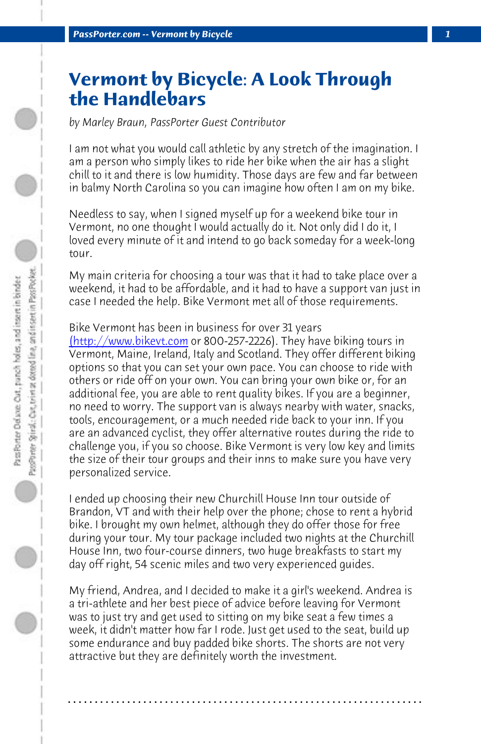# Vermont by Bicycle: A Look Through the Handlebars

*by Marley Braun, PassPorter Guest Contributor*

I am not what you would call athletic by any stretch of the imagination. I am a person who simply likes to ride her bike when the air has a slight chill to it and there is low humidity. Those days are few and far between in balmy North Carolina so you can imagine how often I am on my bike.

Needless to say, when I signed myself up for a weekend bike tour in Vermont, no one thought I would actually do it. Not only did I do it, I loved every minute of it and intend to go back someday for a week-long tour.

My main criteria for choosing a tour was that it had to take place over a weekend, it had to be affordable, and it had to have a support van just in case I needed the help. Bike Vermont met all of those requirements.

Bike Vermont has been in business for over 31 years (http://www.bikevt.com or 800-257-2226). They have biking tours in Vermont, Maine, Ireland, Italy and Scotland. They offer different biking options so that you can set your own pace. You can choose to ride with others or ride off on your own. You can bring your own bike or, for an additional fee, you are able to rent quality bikes. If you are a beginner, no need to worry. The support van is always nearby with water, snacks, tools, encouragement, or a much needed ride back to your inn. If you are an advanced cyclist, they offer alternative routes during the ride to challenge you, if you so choose. Bike Vermont is very low key and limits the size of their tour groups and their inns to make sure you have very personalized service.

I ended up choosing their new Churchill House Inn tour outside of Brandon, VT and with their help over the phone; chose to rent a hybrid bike. I brought my own helmet, although they do offer those for free during your tour. My tour package included two nights at the Churchill House Inn, two four-course dinners, two huge breakfasts to start my day off right, 54 scenic miles and two very experienced guides.

My friend, Andrea, and I decided to make it a girl's weekend. Andrea is a tri-athlete and her best piece of advice before leaving for Vermont was to just try and get used to sitting on my bike seat a few times a week, it didn't matter how far I rode. Just get used to the seat, build up some endurance and buy padded bike shorts. The shorts are not very attractive but they are definitely worth the investment.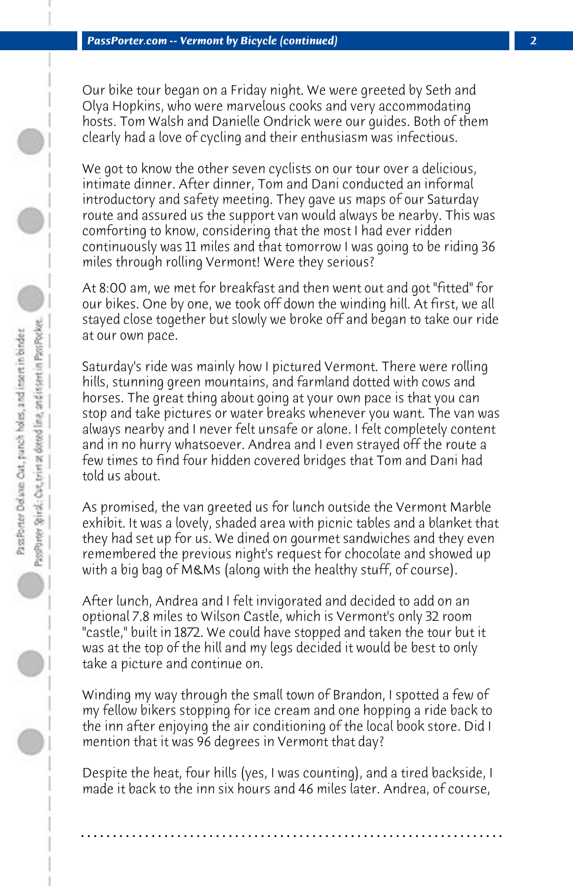Our bike tour began on a Friday night. We were greeted by Seth and Olya Hopkins, who were marvelous cooks and very accommodating hosts. Tom Walsh and Danielle Ondrick were our guides. Both of them clearly had a love of cycling and their enthusiasm was infectious.

We got to know the other seven cyclists on our tour over a delicious, intimate dinner. After dinner, Tom and Dani conducted an informal introductory and safety meeting. They gave us maps of our Saturday route and assured us the support van would always be nearby. This was comforting to know, considering that the most I had ever ridden continuously was 11 miles and that tomorrow I was going to be riding 36 miles through rolling Vermont! Were they serious?

At 8:00 am, we met for breakfast and then went out and got "fitted" for our bikes. One by one, we took off down the winding hill. At first, we all stayed close together but slowly we broke off and began to take our ride at our own pace.

Saturday's ride was mainly how I pictured Vermont. There were rolling hills, stunning green mountains, and farmland dotted with cows and horses. The great thing about going at your own pace is that you can stop and take pictures or water breaks whenever you want. The van was always nearby and I never felt unsafe or alone. I felt completely content and in no hurry whatsoever. Andrea and I even strayed off the route a few times to find four hidden covered bridges that Tom and Dani had told us about.

As promised, the van greeted us for lunch outside the Vermont Marble exhibit. It was a lovely, shaded area with picnic tables and a blanket that they had set up for us. We dined on gourmet sandwiches and they even remembered the previous night's request for chocolate and showed up with a big bag of M&Ms (along with the healthy stuff, of course).

After lunch, Andrea and I felt invigorated and decided to add on an optional 7.8 miles to Wilson Castle, which is Vermont's only 32 room "castle," built in 1872. We could have stopped and taken the tour but it was at the top of the hill and my legs decided it would be best to only take a picture and continue on.

Winding my way through the small town of Brandon, I spotted a few of my fellow bikers stopping for ice cream and one hopping a ride back to the inn after enjoying the air conditioning of the local book store. Did I mention that it was 96 degrees in Vermont that day?

Despite the heat, four hills (yes, I was counting), and a tired backside, I made it back to the inn six hours and 46 miles later. Andrea, of course,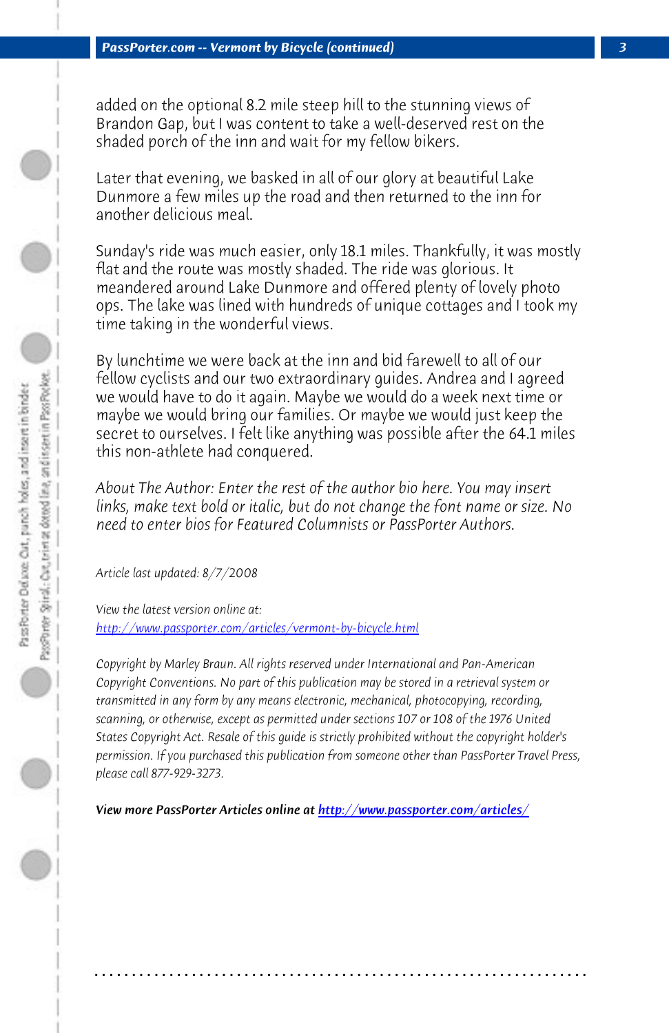added on the optional 8.2 mile steep hill to the stunning views of Brandon Gap, but I was content to take a well-deserved rest on the shaded porch of the inn and wait for my fellow bikers.

Later that evening, we basked in all of our glory at beautiful Lake Dunmore a few miles up the road and then returned to the inn for another delicious meal.

Sunday's ride was much easier, only 18.1 miles. Thankfully, it was mostly flat and the route was mostly shaded. The ride was glorious. It meandered around Lake Dunmore and offered plenty of lovely photo ops. The lake was lined with hundreds of unique cottages and I took my time taking in the wonderful views.

By lunchtime we were back at the inn and bid farewell to all of our fellow cyclists and our two extraordinary guides. Andrea and I agreed we would have to do it again. Maybe we would do a week next time or maybe we would bring our families. Or maybe we would just keep the secret to ourselves. I felt like anything was possible after the 64.1 miles this non-athlete had conquered.

*About The Author: Enter the rest of the author bio here. You may insert links, make text bold or italic, but do not change the font name or size. No need to enter bios for Featured Columnists or PassPorter Authors.*

*Article last updated: 8/7/2008*

*View the latest version online at:*
*http://www.passporter.com/articles/vermont-by-bicycle.html*

*Copyright by Marley Braun. All rights reserved under International and Pan-American Copyright Conventions. No part of this publication may be stored in a retrieval system or transmitted in any form by any means electronic, mechanical, photocopying, recording, scanning, or otherwise, except as permitted under sections 107 or 108 of the 1976 United States Copyright Act. Resale of this guide is strictly prohibited without the copyright holder's permission. If you purchased this publication from someone other than PassPorter Travel Press, please call 877-929-3273.*

***View more PassPorter Articles online at http://www.passporter.com/articles/***